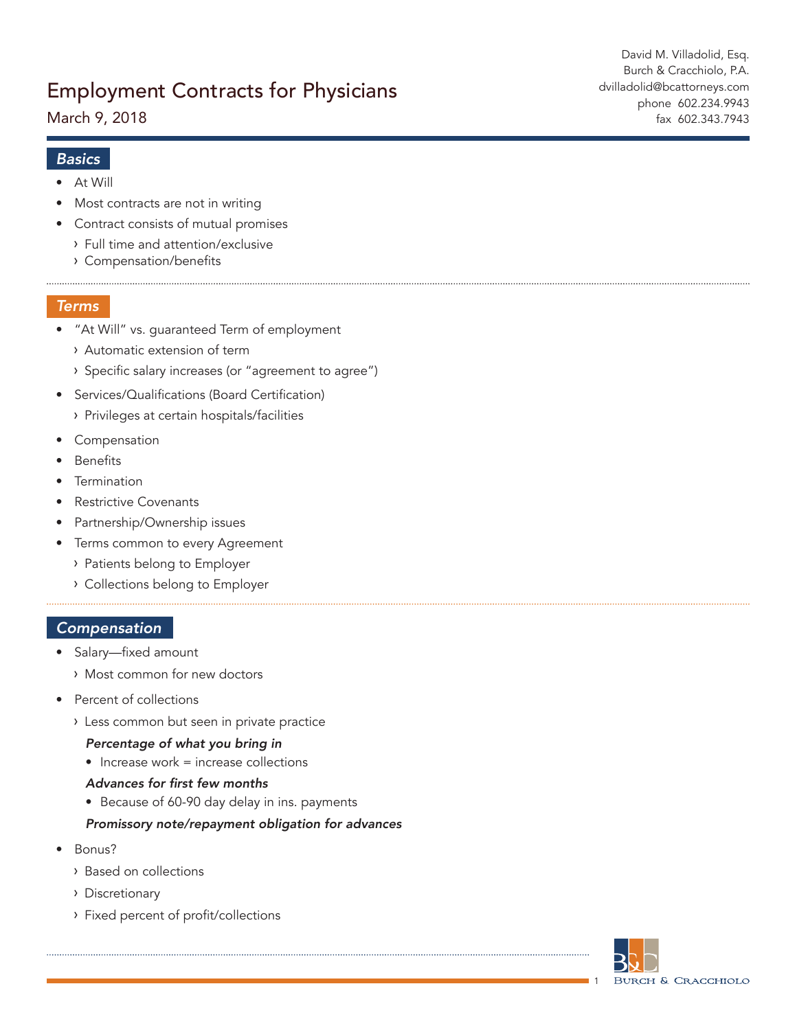# Employment Contracts for Physicians

March 9, 2018

David M. Villadolid, Esq.
Burch & Cracchiolo, P.A.
dvilladolid@bcattorneys.com
phone 602.234.9943
fax 602.343.7943

## *Basics*

- At Will
- Most contracts are not in writing
- Contract consists of mutual promises
  - Full time and attention/exclusive
  - Compensation/benefits

## *Terms*

- "At Will" vs. guaranteed Term of employment
  - Automatic extension of term
  - Specific salary increases (or "agreement to agree")
- Services/Qualifications (Board Certification)
  - Privileges at certain hospitals/facilities
- Compensation
- Benefits
- Termination
- Restrictive Covenants
- Partnership/Ownership issues
- Terms common to every Agreement
  - Patients belong to Employer
  - Collections belong to Employer

## *Compensation*

- Salary—fixed amount
  - Most common for new doctors
- Percent of collections
  - Less common but seen in private practice

    ***Percentage of what you bring in***

    - Increase work = increase collections

    ***Advances for first few months***

    - Because of 60-90 day delay in ins. payments

    ***Promissory note/repayment obligation for advances***

- Bonus?
  - Based on collections
  - Discretionary
  - Fixed percent of profit/collections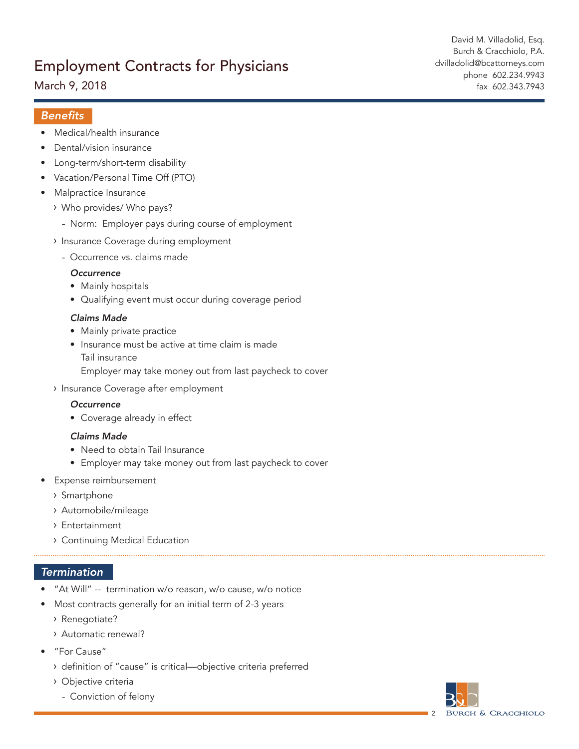## *Benefits*

- Medical/health insurance
- Dental/vision insurance
- Long-term/short-term disability
- Vacation/Personal Time Off (PTO)
- Malpractice Insurance
  - › Who provides/ Who pays?
    - Norm: Employer pays during course of employment
  - › Insurance Coverage during employment
    - Occurrence vs. claims made

      ***Occurrence***
      - Mainly hospitals
      - Qualifying event must occur during coverage period

      ***Claims Made***
      - Mainly private practice
      - Insurance must be active at time claim is made
        Tail insurance
        Employer may take money out from last paycheck to cover
  - › Insurance Coverage after employment

    ***Occurrence***
    - Coverage already in effect

    ***Claims Made***
    - Need to obtain Tail Insurance
    - Employer may take money out from last paycheck to cover
- Expense reimbursement
  - › Smartphone
  - › Automobile/mileage
  - › Entertainment
  - › Continuing Medical Education

## *Termination*

- "At Will" -- termination w/o reason, w/o cause, w/o notice
- Most contracts generally for an initial term of 2-3 years
  - › Renegotiate?
  - › Automatic renewal?
- "For Cause"
  - › definition of "cause" is critical—objective criteria preferred
  - › Objective criteria
    - Conviction of felony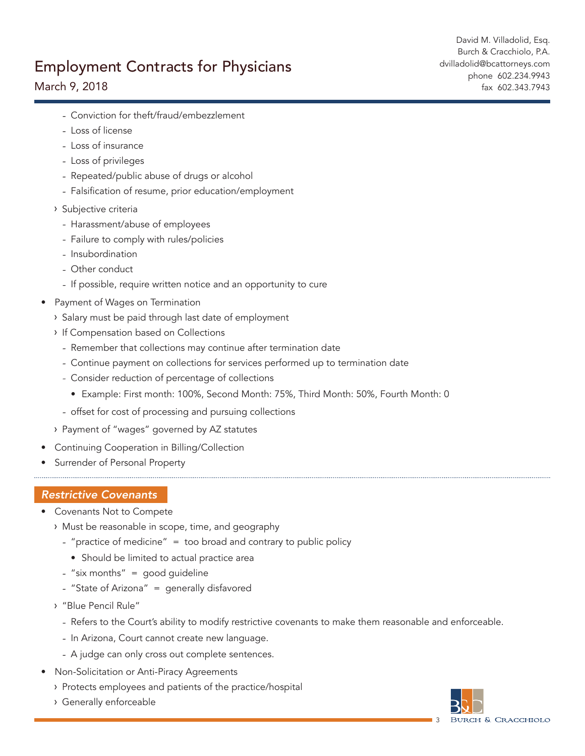- Conviction for theft/fraud/embezzlement
    - Loss of license
    - Loss of insurance
    - Loss of privileges
    - Repeated/public abuse of drugs or alcohol
    - Falsification of resume, prior education/employment
  - Subjective criteria
    - Harassment/abuse of employees
    - Failure to comply with rules/policies
    - Insubordination
    - Other conduct
    - If possible, require written notice and an opportunity to cure

- Payment of Wages on Termination
  - Salary must be paid through last date of employment
  - If Compensation based on Collections
    - Remember that collections may continue after termination date
    - Continue payment on collections for services performed up to termination date
    - Consider reduction of percentage of collections
      - Example: First month: 100%, Second Month: 75%, Third Month: 50%, Fourth Month: 0
    - offset for cost of processing and pursuing collections
  - Payment of "wages" governed by AZ statutes
- Continuing Cooperation in Billing/Collection
- Surrender of Personal Property

---

## *Restrictive Covenants*

- Covenants Not to Compete
  - Must be reasonable in scope, time, and geography
    - "practice of medicine" = too broad and contrary to public policy
      - Should be limited to actual practice area
    - "six months" = good guideline
    - "State of Arizona" = generally disfavored
  - "Blue Pencil Rule"
    - Refers to the Court's ability to modify restrictive covenants to make them reasonable and enforceable.
    - In Arizona, Court cannot create new language.
    - A judge can only cross out complete sentences.
- Non-Solicitation or Anti-Piracy Agreements
  - Protects employees and patients of the practice/hospital
  - Generally enforceable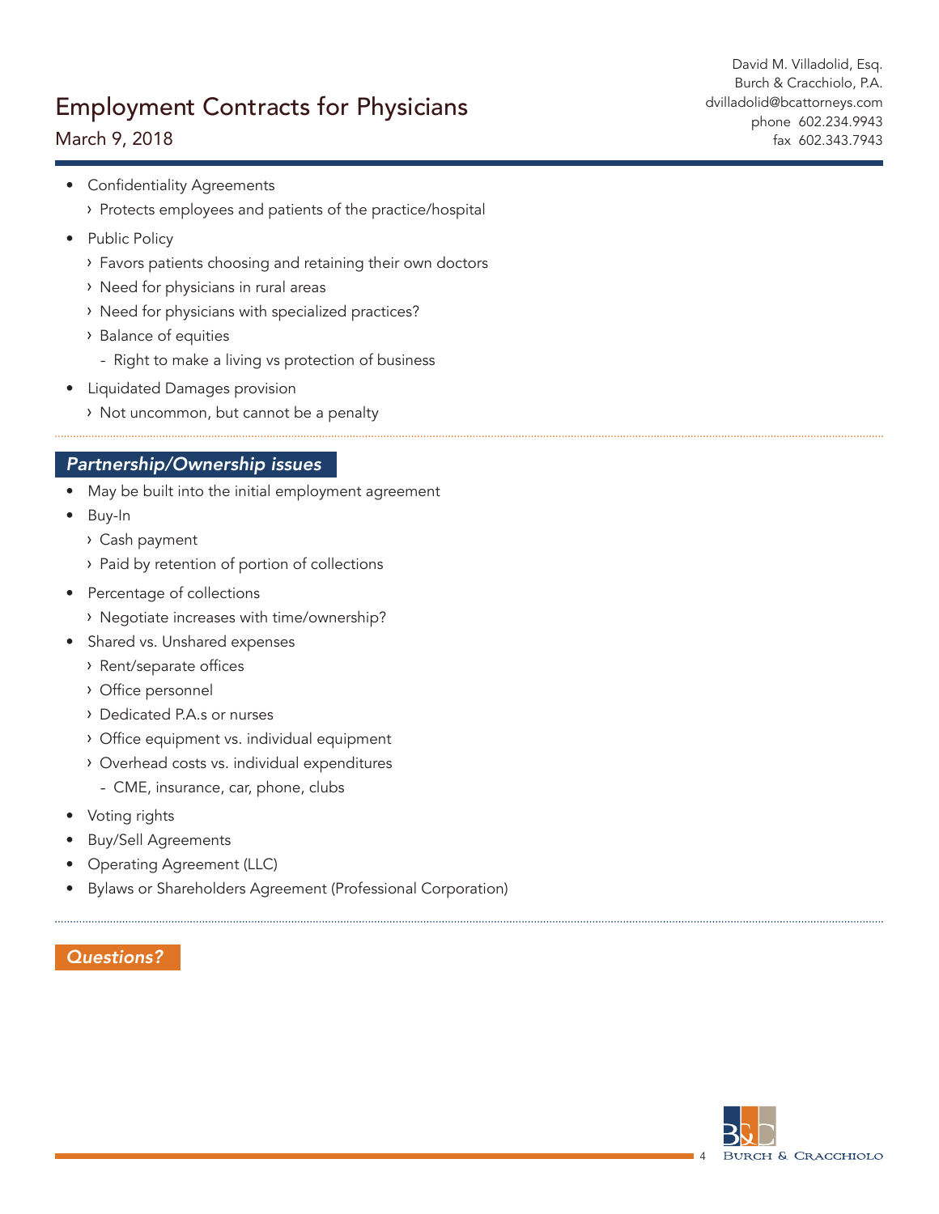- Confidentiality Agreements
  - Protects employees and patients of the practice/hospital
- Public Policy
  - Favors patients choosing and retaining their own doctors
  - Need for physicians in rural areas
  - Need for physicians with specialized practices?
  - Balance of equities
    - Right to make a living vs protection of business
- Liquidated Damages provision
  - Not uncommon, but cannot be a penalty

## *Partnership/Ownership issues*

- May be built into the initial employment agreement
- Buy-In
  - Cash payment
  - Paid by retention of portion of collections
- Percentage of collections
  - Negotiate increases with time/ownership?
- Shared vs. Unshared expenses
  - Rent/separate offices
  - Office personnel
  - Dedicated P.A.s or nurses
  - Office equipment vs. individual equipment
  - Overhead costs vs. individual expenditures
    - CME, insurance, car, phone, clubs
- Voting rights
- Buy/Sell Agreements
- Operating Agreement (LLC)
- Bylaws or Shareholders Agreement (Professional Corporation)

## *Questions?*